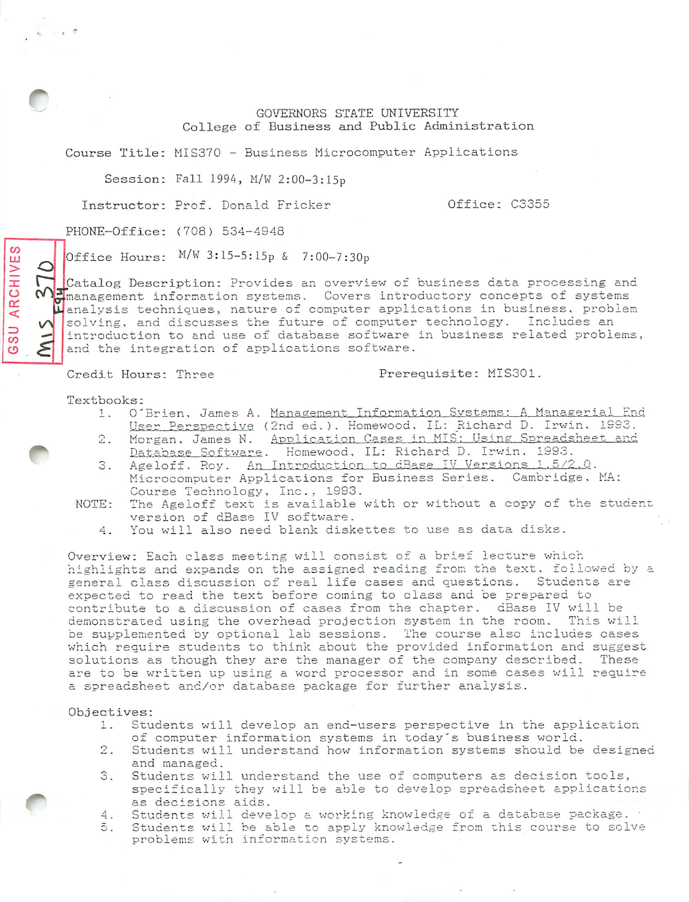GOVERNORS STATE UNIVERSITY
College of Business and Public Administration

Course Title: MIS370 - Business Microcomputer Applications

Session: Fall 1994, M/W 2:00-3:15p

Instructor: Prof. Donald Fricker

Office: C3355

PHONE-Office: (708) 534-4948

Office Hours: M/W 3:15-5:15p & 7:00-7:30p

Catalog Description: Provides an overview of business data processing and management information systems. Covers introductory concepts of systems analysis techniques, nature of computer applications in business, problem solving, and discusses the future of computer technology. Includes an introduction to and use of database software in business related problems, and the integration of applications software.

Credit Hours: Three

Prerequisite: MIS301.

Textbooks:

1. O'Brien, James A. Management Information Systems: A Managerial End User Perspective (2nd ed.). Homewood, IL: Richard D. Irwin, 1993.
2. Morgan, James N. Application Cases in MIS: Using Spreadsheet and Database Software. Homewood, IL: Richard D. Irwin, 1993.
3. Ageloff, Roy. An Introduction to dBase IV Versions 1.5/2.0. Microcomputer Applications for Business Series. Cambridge, MA: Course Technology, Inc., 1993.

NOTE: The Ageloff text is available with or without a copy of the student version of dBase IV software.

4. You will also need blank diskettes to use as data disks.

Overview: Each class meeting will consist of a brief lecture which highlights and expands on the assigned reading from the text, followed by a general class discussion of real life cases and questions. Students are expected to read the text before coming to class and be prepared to contribute to a discussion of cases from the chapter. dBase IV will be demonstrated using the overhead projection system in the room. This will be supplemented by optional lab sessions. The course also includes cases which require students to think about the provided information and suggest solutions as though they are the manager of the company described. These are to be written up using a word processor and in some cases will require a spreadsheet and/or database package for further analysis.

Objectives:

1. Students will develop an end-users perspective in the application of computer information systems in today's business world.
2. Students will understand how information systems should be designed and managed.
3. Students will understand the use of computers as decision tools, specifically they will be able to develop spreadsheet applications as decisions aids.
4. Students will develop a working knowledge of a database package.
5. Students will be able to apply knowledge from this course to solve problems with information systems.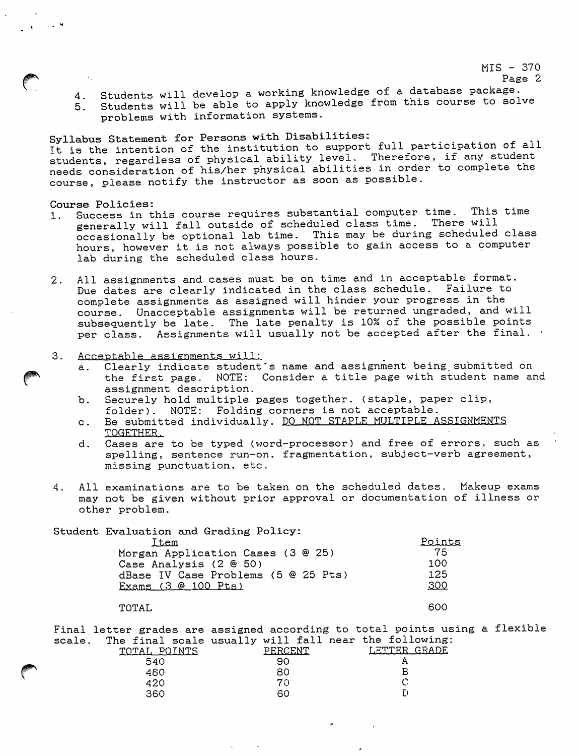4. Students will develop a working knowledge of a database package.
5. Students will be able to apply knowledge from this course to solve problems with information systems.

Syllabus Statement for Persons with Disabilities:
It is the intention of the institution to support full participation of all students, regardless of physical ability level. Therefore, if any student needs consideration of his/her physical abilities in order to complete the course, please notify the instructor as soon as possible.

Course Policies:

1. Success in this course requires substantial computer time. This time generally will fall outside of scheduled class time. There will occasionally be optional lab time. This may be during scheduled class hours, however it is not always possible to gain access to a computer lab during the scheduled class hours.

2. All assignments and cases must be on time and in acceptable format. Due dates are clearly indicated in the class schedule. Failure to complete assignments as assigned will hinder your progress in the course. Unacceptable assignments will be returned ungraded, and will subsequently be late. The late penalty is 10% of the possible points per class. Assignments will usually not be accepted after the final.

3. <u>Acceptable assignments will:</u>
   a. Clearly indicate student's name and assignment being submitted on the first page. NOTE: Consider a title page with student name and assignment description.
   b. Securely hold multiple pages together. (staple, paper clip, folder). NOTE: Folding corners is not acceptable.
   c. Be submitted individually. <u>DO NOT STAPLE MULTIPLE ASSIGNMENTS TOGETHER.</u>
   d. Cases are to be typed (word-processor) and free of errors, such as spelling, sentence run-on, fragmentation, subject-verb agreement, missing punctuation, etc.

4. All examinations are to be taken on the scheduled dates. Makeup exams may not be given without prior approval or documentation of illness or other problem.

Student Evaluation and Grading Policy:

| Item | Points |
|---|---|
| Morgan Application Cases (3 @ 25) | 75 |
| Case Analysis (2 @ 50) | 100 |
| dBase IV Case Problems (5 @ 25 Pts) | 125 |
| Exams (3 @ 100 Pts) | 300 |
| TOTAL | 600 |

Final letter grades are assigned according to total points using a flexible scale. The final scale usually will fall near the following:

| TOTAL POINTS | PERCENT | LETTER GRADE |
|---|---|---|
| 540 | 90 | A |
| 480 | 80 | B |
| 420 | 70 | C |
| 360 | 60 | D |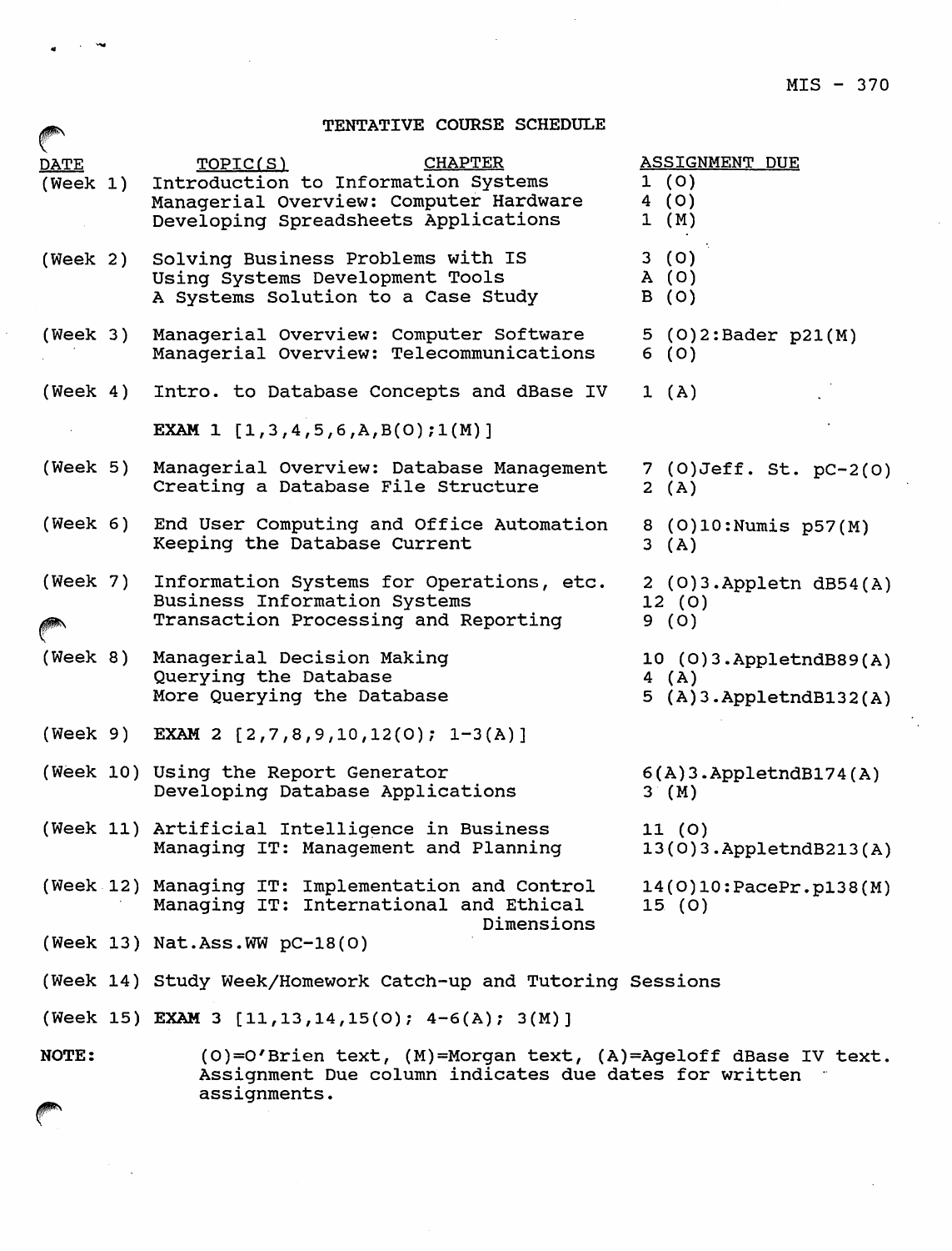MIS - 370

# TENTATIVE COURSE SCHEDULE

| DATE | TOPIC(S) CHAPTER | ASSIGNMENT DUE |
|---|---|---|
| (Week 1) | Introduction to Information Systems | 1 (O) |
| | Managerial Overview: Computer Hardware | 4 (O) |
| | Developing Spreadsheets Applications | 1 (M) |
| (Week 2) | Solving Business Problems with IS | 3 (O) |
| | Using Systems Development Tools | A (O) |
| | A Systems Solution to a Case Study | B (O) |
| (Week 3) | Managerial Overview: Computer Software | 5 (O)2:Bader p21(M) |
| | Managerial Overview: Telecommunications | 6 (O) |
| (Week 4) | Intro. to Database Concepts and dBase IV | 1 (A) |
| | **EXAM** 1 [1,3,4,5,6,A,B(O);1(M)] | |
| (Week 5) | Managerial Overview: Database Management | 7 (O)Jeff. St. pC-2(O) |
| | Creating a Database File Structure | 2 (A) |
| (Week 6) | End User Computing and Office Automation | 8 (O)10:Numis p57(M) |
| | Keeping the Database Current | 3 (A) |
| (Week 7) | Information Systems for Operations, etc. | 2 (O)3.Appletn dB54(A) |
| | Business Information Systems | 12 (O) |
| | Transaction Processing and Reporting | 9 (O) |
| (Week 8) | Managerial Decision Making | 10 (O)3.AppletndB89(A) |
| | Querying the Database | 4 (A) |
| | More Querying the Database | 5 (A)3.AppletndB132(A) |
| (Week 9) | **EXAM** 2 [2,7,8,9,10,12(O); 1-3(A)] | |
| (Week 10) | Using the Report Generator | 6(A)3.AppletndB174(A) |
| | Developing Database Applications | 3 (M) |
| (Week 11) | Artificial Intelligence in Business | 11 (O) |
| | Managing IT: Management and Planning | 13(O)3.AppletndB213(A) |
| (Week 12) | Managing IT: Implementation and Control | 14(O)10:PacePr.p138(M) |
| | Managing IT: International and Ethical Dimensions | 15 (O) |
| (Week 13) | Nat.Ass.WW pC-18(O) | |
| (Week 14) | Study Week/Homework Catch-up and Tutoring Sessions | |
| (Week 15) | **EXAM** 3 [11,13,14,15(O); 4-6(A); 3(M)] | |

**NOTE:** (O)=O'Brien text, (M)=Morgan text, (A)=Ageloff dBase IV text. Assignment Due column indicates due dates for written assignments.